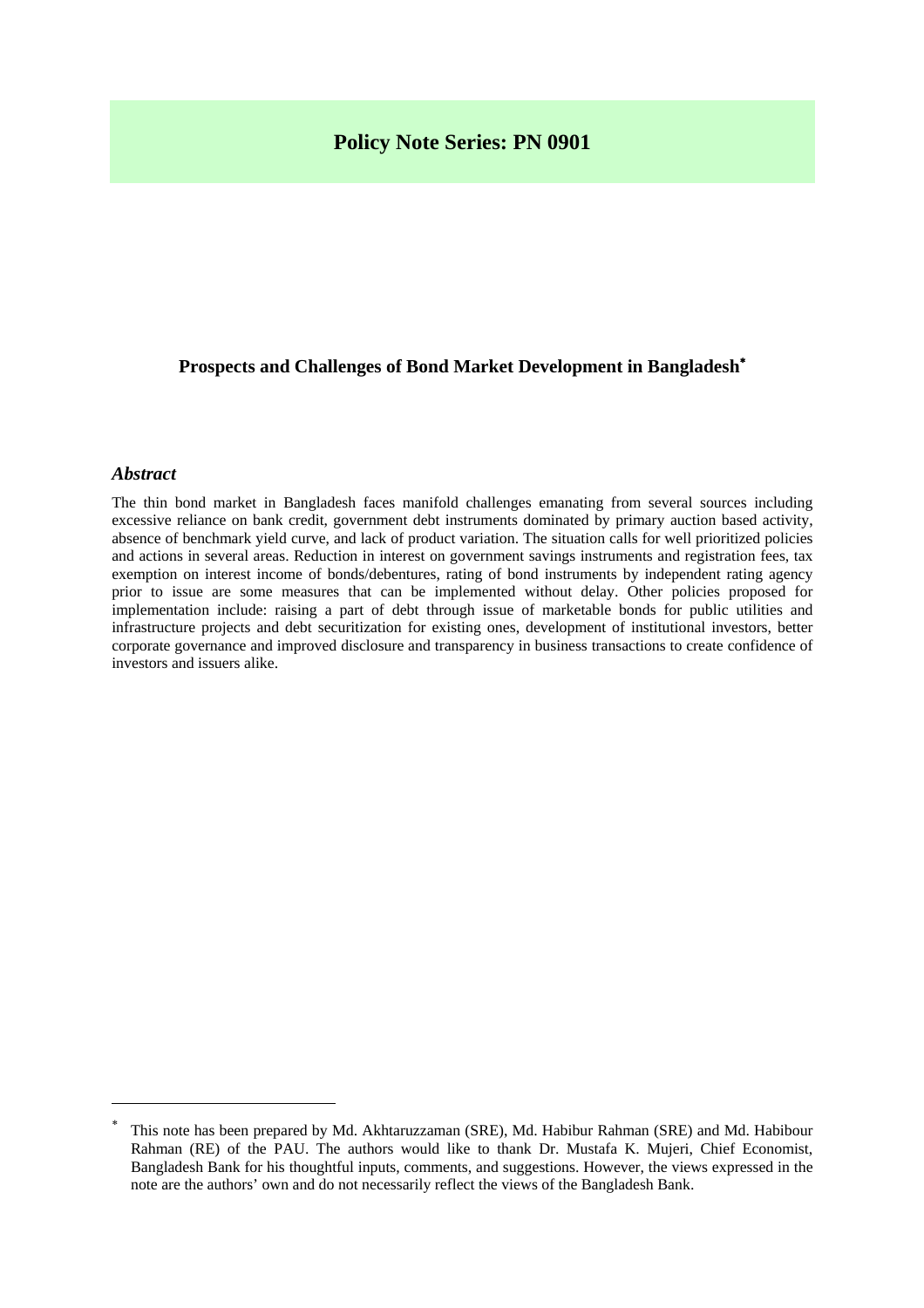# Policy Note Series: PN 0901

## Prospects and Challenges of Bond Market Development in Bangladesh*

### *Abstract*

The thin bond market in Bangladesh faces manifold challenges emanating from several sources including excessive reliance on bank credit, government debt instruments dominated by primary auction based activity, absence of benchmark yield curve, and lack of product variation. The situation calls for well prioritized policies and actions in several areas. Reduction in interest on government savings instruments and registration fees, tax exemption on interest income of bonds/debentures, rating of bond instruments by independent rating agency prior to issue are some measures that can be implemented without delay. Other policies proposed for implementation include: raising a part of debt through issue of marketable bonds for public utilities and infrastructure projects and debt securitization for existing ones, development of institutional investors, better corporate governance and improved disclosure and transparency in business transactions to create confidence of investors and issuers alike.

---

* This note has been prepared by Md. Akhtaruzzaman (SRE), Md. Habibur Rahman (SRE) and Md. Habibour Rahman (RE) of the PAU. The authors would like to thank Dr. Mustafa K. Mujeri, Chief Economist, Bangladesh Bank for his thoughtful inputs, comments, and suggestions. However, the views expressed in the note are the authors' own and do not necessarily reflect the views of the Bangladesh Bank.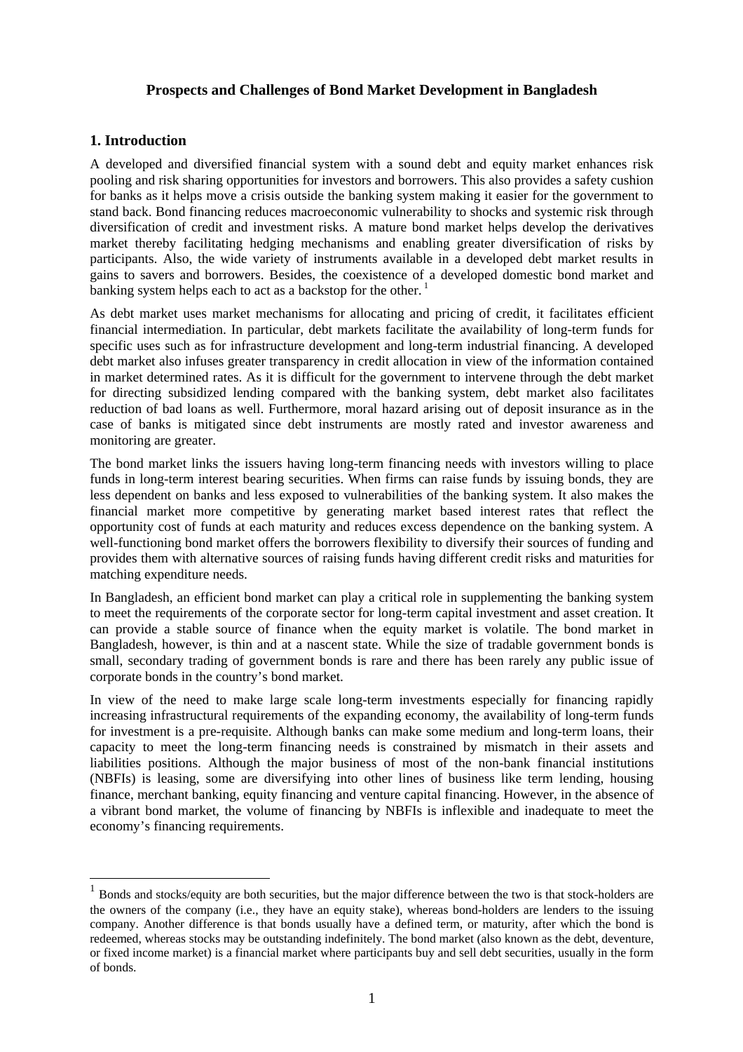# Prospects and Challenges of Bond Market Development in Bangladesh

## 1. Introduction

A developed and diversified financial system with a sound debt and equity market enhances risk pooling and risk sharing opportunities for investors and borrowers. This also provides a safety cushion for banks as it helps move a crisis outside the banking system making it easier for the government to stand back. Bond financing reduces macroeconomic vulnerability to shocks and systemic risk through diversification of credit and investment risks. A mature bond market helps develop the derivatives market thereby facilitating hedging mechanisms and enabling greater diversification of risks by participants. Also, the wide variety of instruments available in a developed debt market results in gains to savers and borrowers. Besides, the coexistence of a developed domestic bond market and banking system helps each to act as a backstop for the other. [1]

As debt market uses market mechanisms for allocating and pricing of credit, it facilitates efficient financial intermediation. In particular, debt markets facilitate the availability of long-term funds for specific uses such as for infrastructure development and long-term industrial financing. A developed debt market also infuses greater transparency in credit allocation in view of the information contained in market determined rates. As it is difficult for the government to intervene through the debt market for directing subsidized lending compared with the banking system, debt market also facilitates reduction of bad loans as well. Furthermore, moral hazard arising out of deposit insurance as in the case of banks is mitigated since debt instruments are mostly rated and investor awareness and monitoring are greater.

The bond market links the issuers having long-term financing needs with investors willing to place funds in long-term interest bearing securities. When firms can raise funds by issuing bonds, they are less dependent on banks and less exposed to vulnerabilities of the banking system. It also makes the financial market more competitive by generating market based interest rates that reflect the opportunity cost of funds at each maturity and reduces excess dependence on the banking system. A well-functioning bond market offers the borrowers flexibility to diversify their sources of funding and provides them with alternative sources of raising funds having different credit risks and maturities for matching expenditure needs.

In Bangladesh, an efficient bond market can play a critical role in supplementing the banking system to meet the requirements of the corporate sector for long-term capital investment and asset creation. It can provide a stable source of finance when the equity market is volatile. The bond market in Bangladesh, however, is thin and at a nascent state. While the size of tradable government bonds is small, secondary trading of government bonds is rare and there has been rarely any public issue of corporate bonds in the country's bond market.

In view of the need to make large scale long-term investments especially for financing rapidly increasing infrastructural requirements of the expanding economy, the availability of long-term funds for investment is a pre-requisite. Although banks can make some medium and long-term loans, their capacity to meet the long-term financing needs is constrained by mismatch in their assets and liabilities positions. Although the major business of most of the non-bank financial institutions (NBFIs) is leasing, some are diversifying into other lines of business like term lending, housing finance, merchant banking, equity financing and venture capital financing. However, in the absence of a vibrant bond market, the volume of financing by NBFIs is inflexible and inadequate to meet the economy's financing requirements.

---

[1] Bonds and stocks/equity are both securities, but the major difference between the two is that stock-holders are the owners of the company (i.e., they have an equity stake), whereas bond-holders are lenders to the issuing company. Another difference is that bonds usually have a defined term, or maturity, after which the bond is redeemed, whereas stocks may be outstanding indefinitely. The bond market (also known as the debt, deventure, or fixed income market) is a financial market where participants buy and sell debt securities, usually in the form of bonds.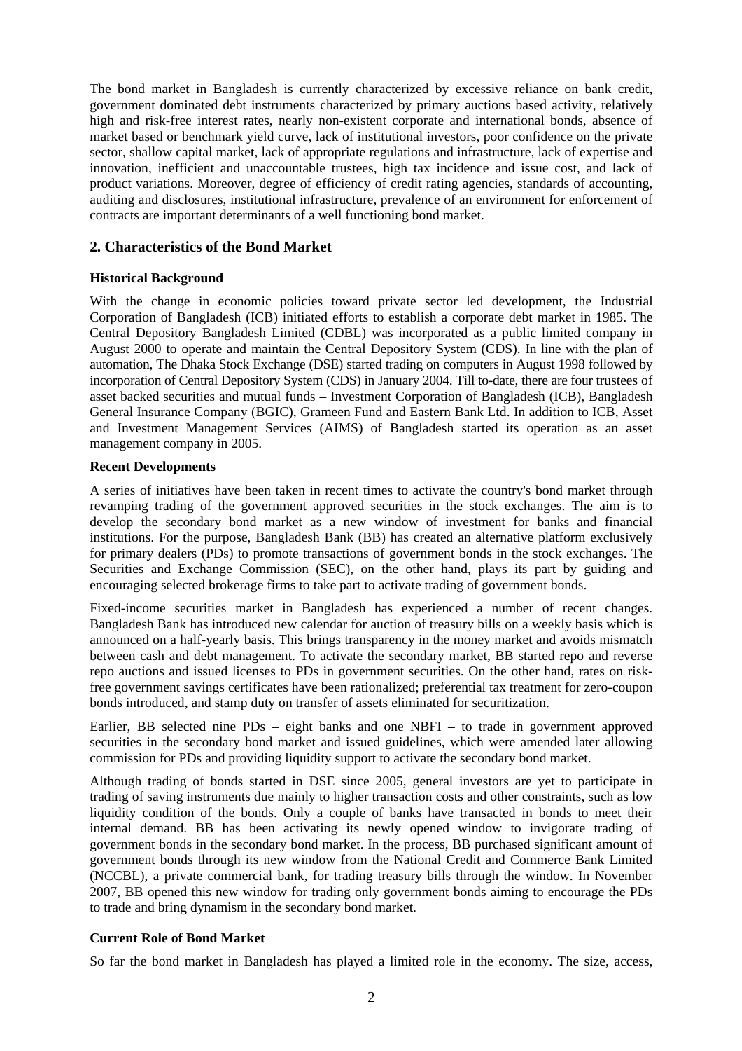The bond market in Bangladesh is currently characterized by excessive reliance on bank credit, government dominated debt instruments characterized by primary auctions based activity, relatively high and risk-free interest rates, nearly non-existent corporate and international bonds, absence of market based or benchmark yield curve, lack of institutional investors, poor confidence on the private sector, shallow capital market, lack of appropriate regulations and infrastructure, lack of expertise and innovation, inefficient and unaccountable trustees, high tax incidence and issue cost, and lack of product variations. Moreover, degree of efficiency of credit rating agencies, standards of accounting, auditing and disclosures, institutional infrastructure, prevalence of an environment for enforcement of contracts are important determinants of a well functioning bond market.

## 2. Characteristics of the Bond Market

### Historical Background

With the change in economic policies toward private sector led development, the Industrial Corporation of Bangladesh (ICB) initiated efforts to establish a corporate debt market in 1985. The Central Depository Bangladesh Limited (CDBL) was incorporated as a public limited company in August 2000 to operate and maintain the Central Depository System (CDS). In line with the plan of automation, The Dhaka Stock Exchange (DSE) started trading on computers in August 1998 followed by incorporation of Central Depository System (CDS) in January 2004. Till to-date, there are four trustees of asset backed securities and mutual funds – Investment Corporation of Bangladesh (ICB), Bangladesh General Insurance Company (BGIC), Grameen Fund and Eastern Bank Ltd. In addition to ICB, Asset and Investment Management Services (AIMS) of Bangladesh started its operation as an asset management company in 2005.

### Recent Developments

A series of initiatives have been taken in recent times to activate the country's bond market through revamping trading of the government approved securities in the stock exchanges. The aim is to develop the secondary bond market as a new window of investment for banks and financial institutions. For the purpose, Bangladesh Bank (BB) has created an alternative platform exclusively for primary dealers (PDs) to promote transactions of government bonds in the stock exchanges. The Securities and Exchange Commission (SEC), on the other hand, plays its part by guiding and encouraging selected brokerage firms to take part to activate trading of government bonds.

Fixed-income securities market in Bangladesh has experienced a number of recent changes. Bangladesh Bank has introduced new calendar for auction of treasury bills on a weekly basis which is announced on a half-yearly basis. This brings transparency in the money market and avoids mismatch between cash and debt management. To activate the secondary market, BB started repo and reverse repo auctions and issued licenses to PDs in government securities. On the other hand, rates on risk-free government savings certificates have been rationalized; preferential tax treatment for zero-coupon bonds introduced, and stamp duty on transfer of assets eliminated for securitization.

Earlier, BB selected nine PDs – eight banks and one NBFI – to trade in government approved securities in the secondary bond market and issued guidelines, which were amended later allowing commission for PDs and providing liquidity support to activate the secondary bond market.

Although trading of bonds started in DSE since 2005, general investors are yet to participate in trading of saving instruments due mainly to higher transaction costs and other constraints, such as low liquidity condition of the bonds. Only a couple of banks have transacted in bonds to meet their internal demand. BB has been activating its newly opened window to invigorate trading of government bonds in the secondary bond market. In the process, BB purchased significant amount of government bonds through its new window from the National Credit and Commerce Bank Limited (NCCBL), a private commercial bank, for trading treasury bills through the window. In November 2007, BB opened this new window for trading only government bonds aiming to encourage the PDs to trade and bring dynamism in the secondary bond market.

### Current Role of Bond Market

So far the bond market in Bangladesh has played a limited role in the economy. The size, access,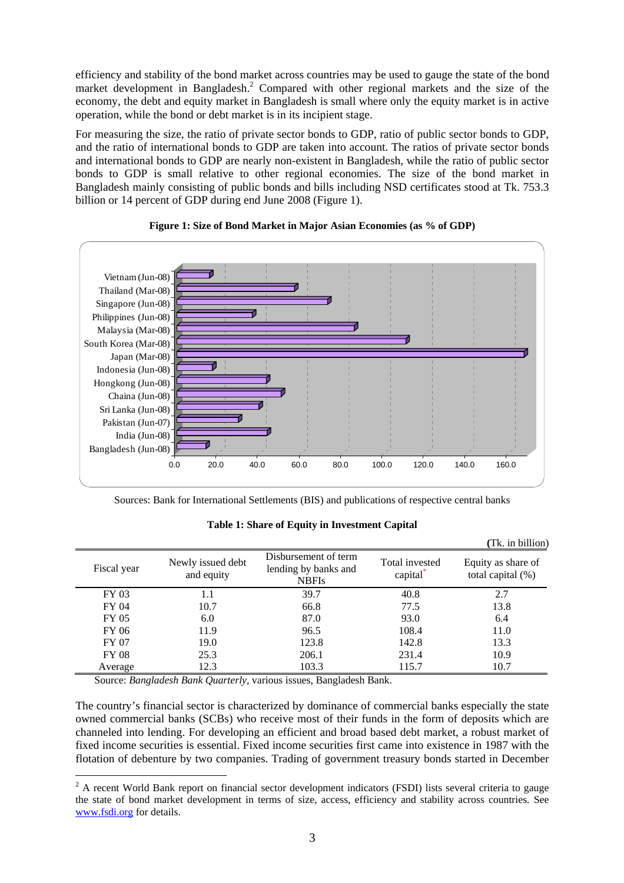efficiency and stability of the bond market across countries may be used to gauge the state of the bond market development in Bangladesh.[2] Compared with other regional markets and the size of the economy, the debt and equity market in Bangladesh is small where only the equity market is in active operation, while the bond or debt market is in its incipient stage.

For measuring the size, the ratio of private sector bonds to GDP, ratio of public sector bonds to GDP, and the ratio of international bonds to GDP are taken into account. The ratios of private sector bonds and international bonds to GDP are nearly non-existent in Bangladesh, while the ratio of public sector bonds to GDP is small relative to other regional economies. The size of the bond market in Bangladesh mainly consisting of public bonds and bills including NSD certificates stood at Tk. 753.3 billion or 14 percent of GDP during end June 2008 (Figure 1).

**Figure 1: Size of Bond Market in Major Asian Economies (as % of GDP)**

Sources: Bank for International Settlements (BIS) and publications of respective central banks

**Table 1: Share of Equity in Investment Capital**

(Tk. in billion)

| Fiscal year | Newly issued debt and equity | Disbursement of term lending by banks and NBFIs | Total invested capital* | Equity as share of total capital (%) |
|---|---|---|---|---|
| FY 03 | 1.1 | 39.7 | 40.8 | 2.7 |
| FY 04 | 10.7 | 66.8 | 77.5 | 13.8 |
| FY 05 | 6.0 | 87.0 | 93.0 | 6.4 |
| FY 06 | 11.9 | 96.5 | 108.4 | 11.0 |
| FY 07 | 19.0 | 123.8 | 142.8 | 13.3 |
| FY 08 | 25.3 | 206.1 | 231.4 | 10.9 |
| Average | 12.3 | 103.3 | 115.7 | 10.7 |

Source: *Bangladesh Bank Quarterly*, various issues, Bangladesh Bank.

The country's financial sector is characterized by dominance of commercial banks especially the state owned commercial banks (SCBs) who receive most of their funds in the form of deposits which are channeled into lending. For developing an efficient and broad based debt market, a robust market of fixed income securities is essential. Fixed income securities first came into existence in 1987 with the flotation of debenture by two companies. Trading of government treasury bonds started in December

[2] A recent World Bank report on financial sector development indicators (FSDI) lists several criteria to gauge the state of bond market development in terms of size, access, efficiency and stability across countries. See www.fsdi.org for details.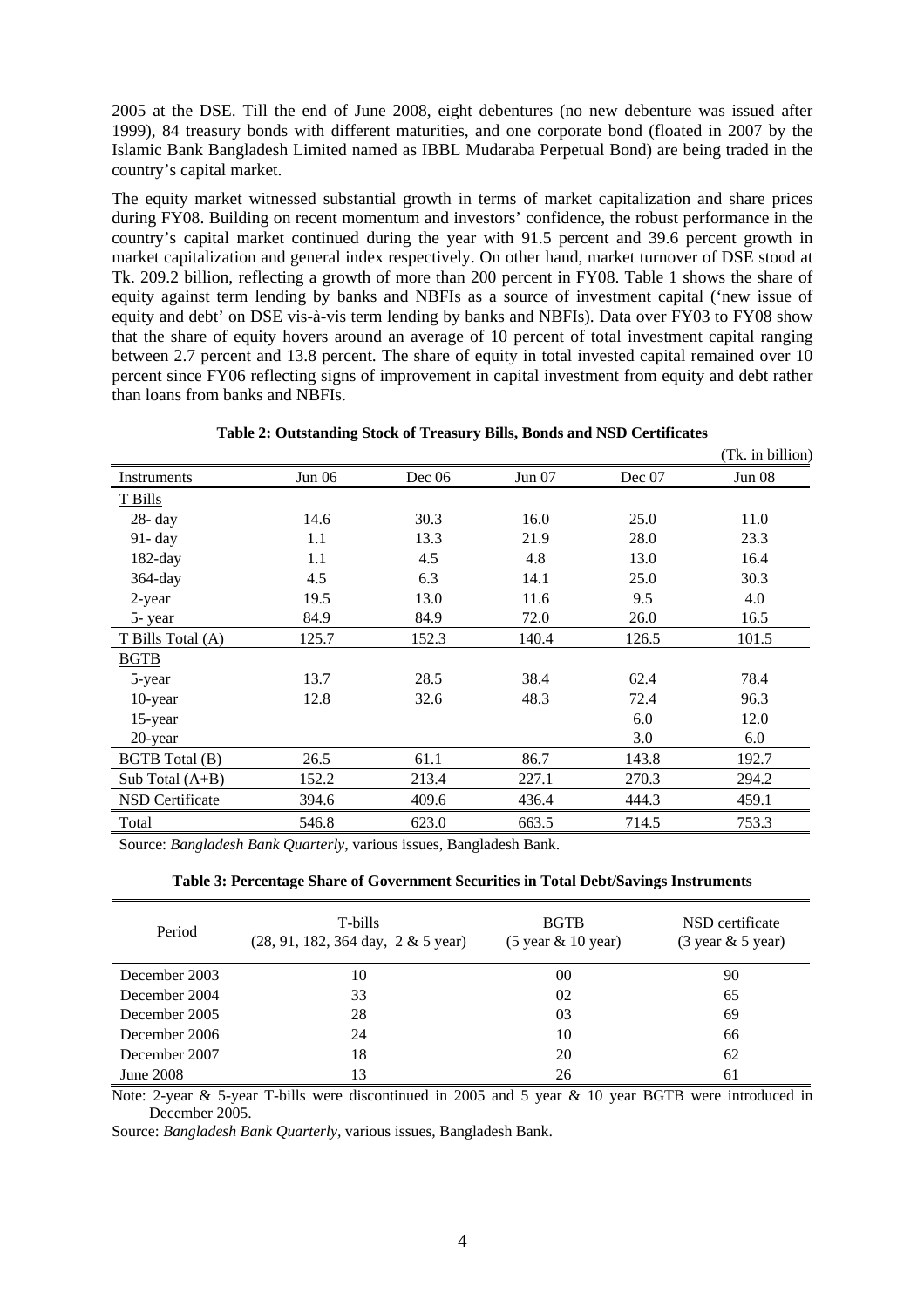2005 at the DSE. Till the end of June 2008, eight debentures (no new debenture was issued after 1999), 84 treasury bonds with different maturities, and one corporate bond (floated in 2007 by the Islamic Bank Bangladesh Limited named as IBBL Mudaraba Perpetual Bond) are being traded in the country's capital market.

The equity market witnessed substantial growth in terms of market capitalization and share prices during FY08. Building on recent momentum and investors' confidence, the robust performance in the country's capital market continued during the year with 91.5 percent and 39.6 percent growth in market capitalization and general index respectively. On other hand, market turnover of DSE stood at Tk. 209.2 billion, reflecting a growth of more than 200 percent in FY08. Table 1 shows the share of equity against term lending by banks and NBFIs as a source of investment capital ('new issue of equity and debt' on DSE vis-à-vis term lending by banks and NBFIs). Data over FY03 to FY08 show that the share of equity hovers around an average of 10 percent of total investment capital ranging between 2.7 percent and 13.8 percent. The share of equity in total invested capital remained over 10 percent since FY06 reflecting signs of improvement in capital investment from equity and debt rather than loans from banks and NBFIs.

**Table 2: Outstanding Stock of Treasury Bills, Bonds and NSD Certificates**

(Tk. in billion)

| Instruments | Jun 06 | Dec 06 | Jun 07 | Dec 07 | Jun 08 |
|---|---|---|---|---|---|
| T Bills | | | | | |
| 28- day | 14.6 | 30.3 | 16.0 | 25.0 | 11.0 |
| 91- day | 1.1 | 13.3 | 21.9 | 28.0 | 23.3 |
| 182-day | 1.1 | 4.5 | 4.8 | 13.0 | 16.4 |
| 364-day | 4.5 | 6.3 | 14.1 | 25.0 | 30.3 |
| 2-year | 19.5 | 13.0 | 11.6 | 9.5 | 4.0 |
| 5- year | 84.9 | 84.9 | 72.0 | 26.0 | 16.5 |
| T Bills Total (A) | 125.7 | 152.3 | 140.4 | 126.5 | 101.5 |
| BGTB | | | | | |
| 5-year | 13.7 | 28.5 | 38.4 | 62.4 | 78.4 |
| 10-year | 12.8 | 32.6 | 48.3 | 72.4 | 96.3 |
| 15-year | | | | 6.0 | 12.0 |
| 20-year | | | | 3.0 | 6.0 |
| BGTB Total (B) | 26.5 | 61.1 | 86.7 | 143.8 | 192.7 |
| Sub Total (A+B) | 152.2 | 213.4 | 227.1 | 270.3 | 294.2 |
| NSD Certificate | 394.6 | 409.6 | 436.4 | 444.3 | 459.1 |
| Total | 546.8 | 623.0 | 663.5 | 714.5 | 753.3 |

Source: *Bangladesh Bank Quarterly*, various issues, Bangladesh Bank.

**Table 3: Percentage Share of Government Securities in Total Debt/Savings Instruments**

| Period | T-bills (28, 91, 182, 364 day, 2 & 5 year) | BGTB (5 year & 10 year) | NSD certificate (3 year & 5 year) |
|---|---|---|---|
| December 2003 | 10 | 00 | 90 |
| December 2004 | 33 | 02 | 65 |
| December 2005 | 28 | 03 | 69 |
| December 2006 | 24 | 10 | 66 |
| December 2007 | 18 | 20 | 62 |
| June 2008 | 13 | 26 | 61 |

Note: 2-year & 5-year T-bills were discontinued in 2005 and 5 year & 10 year BGTB were introduced in December 2005.

Source: *Bangladesh Bank Quarterly*, various issues, Bangladesh Bank.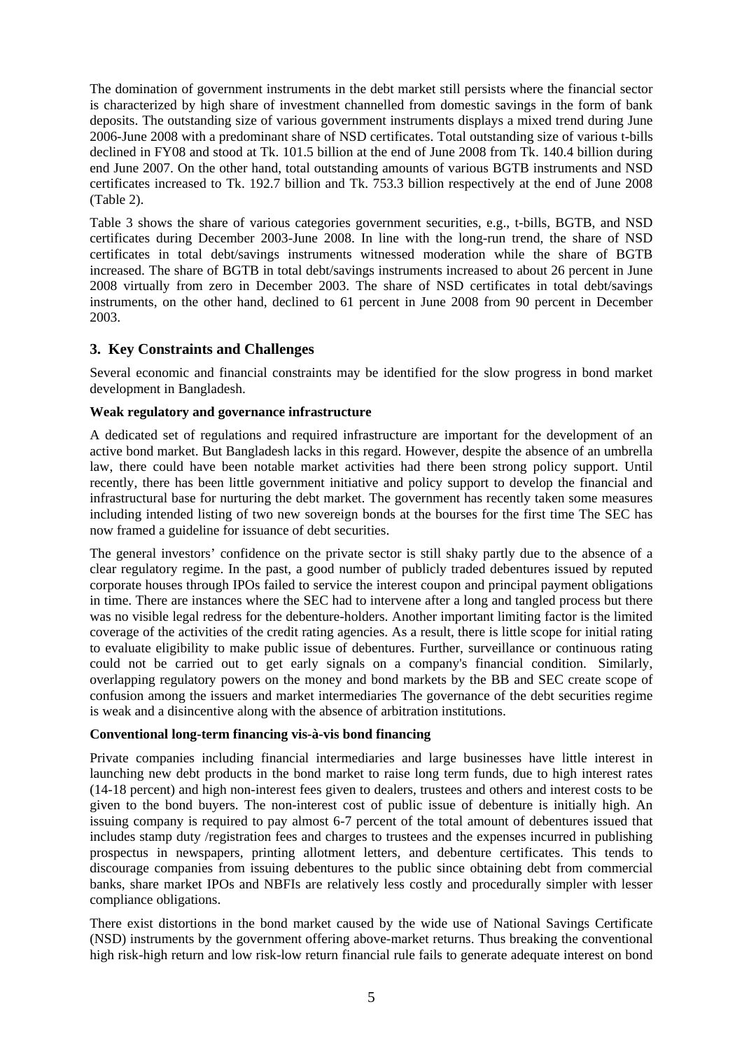The domination of government instruments in the debt market still persists where the financial sector is characterized by high share of investment channelled from domestic savings in the form of bank deposits. The outstanding size of various government instruments displays a mixed trend during June 2006-June 2008 with a predominant share of NSD certificates. Total outstanding size of various t-bills declined in FY08 and stood at Tk. 101.5 billion at the end of June 2008 from Tk. 140.4 billion during end June 2007. On the other hand, total outstanding amounts of various BGTB instruments and NSD certificates increased to Tk. 192.7 billion and Tk. 753.3 billion respectively at the end of June 2008 (Table 2).

Table 3 shows the share of various categories government securities, e.g., t-bills, BGTB, and NSD certificates during December 2003-June 2008. In line with the long-run trend, the share of NSD certificates in total debt/savings instruments witnessed moderation while the share of BGTB increased. The share of BGTB in total debt/savings instruments increased to about 26 percent in June 2008 virtually from zero in December 2003. The share of NSD certificates in total debt/savings instruments, on the other hand, declined to 61 percent in June 2008 from 90 percent in December 2003.

## 3. Key Constraints and Challenges

Several economic and financial constraints may be identified for the slow progress in bond market development in Bangladesh.

**Weak regulatory and governance infrastructure**

A dedicated set of regulations and required infrastructure are important for the development of an active bond market. But Bangladesh lacks in this regard. However, despite the absence of an umbrella law, there could have been notable market activities had there been strong policy support. Until recently, there has been little government initiative and policy support to develop the financial and infrastructural base for nurturing the debt market. The government has recently taken some measures including intended listing of two new sovereign bonds at the bourses for the first time The SEC has now framed a guideline for issuance of debt securities.

The general investors' confidence on the private sector is still shaky partly due to the absence of a clear regulatory regime. In the past, a good number of publicly traded debentures issued by reputed corporate houses through IPOs failed to service the interest coupon and principal payment obligations in time. There are instances where the SEC had to intervene after a long and tangled process but there was no visible legal redress for the debenture-holders. Another important limiting factor is the limited coverage of the activities of the credit rating agencies. As a result, there is little scope for initial rating to evaluate eligibility to make public issue of debentures. Further, surveillance or continuous rating could not be carried out to get early signals on a company's financial condition. Similarly, overlapping regulatory powers on the money and bond markets by the BB and SEC create scope of confusion among the issuers and market intermediaries The governance of the debt securities regime is weak and a disincentive along with the absence of arbitration institutions.

**Conventional long-term financing vis-à-vis bond financing**

Private companies including financial intermediaries and large businesses have little interest in launching new debt products in the bond market to raise long term funds, due to high interest rates (14-18 percent) and high non-interest fees given to dealers, trustees and others and interest costs to be given to the bond buyers. The non-interest cost of public issue of debenture is initially high. An issuing company is required to pay almost 6-7 percent of the total amount of debentures issued that includes stamp duty /registration fees and charges to trustees and the expenses incurred in publishing prospectus in newspapers, printing allotment letters, and debenture certificates. This tends to discourage companies from issuing debentures to the public since obtaining debt from commercial banks, share market IPOs and NBFIs are relatively less costly and procedurally simpler with lesser compliance obligations.

There exist distortions in the bond market caused by the wide use of National Savings Certificate (NSD) instruments by the government offering above-market returns. Thus breaking the conventional high risk-high return and low risk-low return financial rule fails to generate adequate interest on bond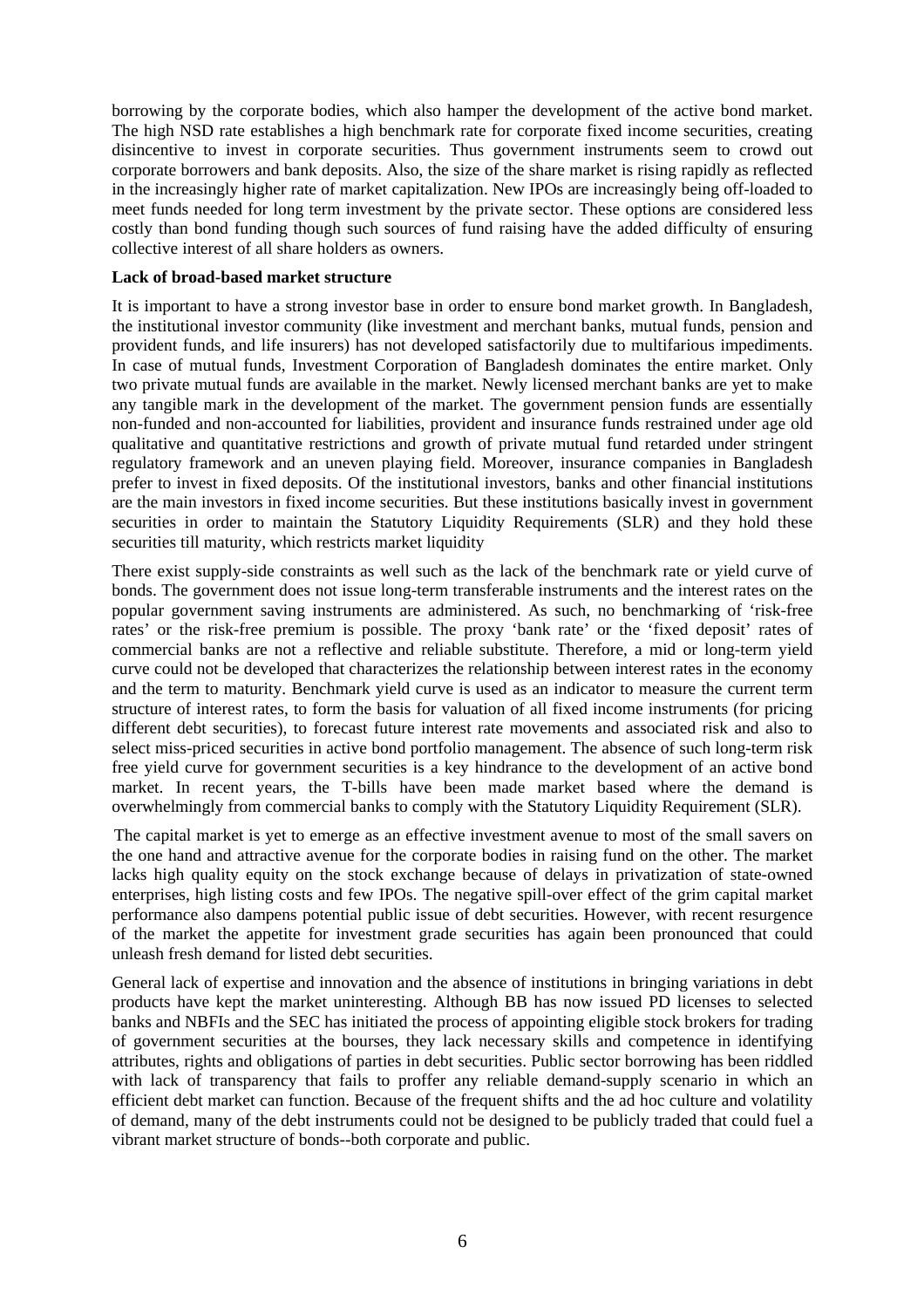borrowing by the corporate bodies, which also hamper the development of the active bond market. The high NSD rate establishes a high benchmark rate for corporate fixed income securities, creating disincentive to invest in corporate securities. Thus government instruments seem to crowd out corporate borrowers and bank deposits. Also, the size of the share market is rising rapidly as reflected in the increasingly higher rate of market capitalization. New IPOs are increasingly being off-loaded to meet funds needed for long term investment by the private sector. These options are considered less costly than bond funding though such sources of fund raising have the added difficulty of ensuring collective interest of all share holders as owners.

**Lack of broad-based market structure**

It is important to have a strong investor base in order to ensure bond market growth. In Bangladesh, the institutional investor community (like investment and merchant banks, mutual funds, pension and provident funds, and life insurers) has not developed satisfactorily due to multifarious impediments. In case of mutual funds, Investment Corporation of Bangladesh dominates the entire market. Only two private mutual funds are available in the market. Newly licensed merchant banks are yet to make any tangible mark in the development of the market. The government pension funds are essentially non-funded and non-accounted for liabilities, provident and insurance funds restrained under age old qualitative and quantitative restrictions and growth of private mutual fund retarded under stringent regulatory framework and an uneven playing field. Moreover, insurance companies in Bangladesh prefer to invest in fixed deposits. Of the institutional investors, banks and other financial institutions are the main investors in fixed income securities. But these institutions basically invest in government securities in order to maintain the Statutory Liquidity Requirements (SLR) and they hold these securities till maturity, which restricts market liquidity

There exist supply-side constraints as well such as the lack of the benchmark rate or yield curve of bonds. The government does not issue long-term transferable instruments and the interest rates on the popular government saving instruments are administered. As such, no benchmarking of 'risk-free rates' or the risk-free premium is possible. The proxy 'bank rate' or the 'fixed deposit' rates of commercial banks are not a reflective and reliable substitute. Therefore, a mid or long-term yield curve could not be developed that characterizes the relationship between interest rates in the economy and the term to maturity. Benchmark yield curve is used as an indicator to measure the current term structure of interest rates, to form the basis for valuation of all fixed income instruments (for pricing different debt securities), to forecast future interest rate movements and associated risk and also to select miss-priced securities in active bond portfolio management. The absence of such long-term risk free yield curve for government securities is a key hindrance to the development of an active bond market. In recent years, the T-bills have been made market based where the demand is overwhelmingly from commercial banks to comply with the Statutory Liquidity Requirement (SLR).

The capital market is yet to emerge as an effective investment avenue to most of the small savers on the one hand and attractive avenue for the corporate bodies in raising fund on the other. The market lacks high quality equity on the stock exchange because of delays in privatization of state-owned enterprises, high listing costs and few IPOs. The negative spill-over effect of the grim capital market performance also dampens potential public issue of debt securities. However, with recent resurgence of the market the appetite for investment grade securities has again been pronounced that could unleash fresh demand for listed debt securities.

General lack of expertise and innovation and the absence of institutions in bringing variations in debt products have kept the market uninteresting. Although BB has now issued PD licenses to selected banks and NBFIs and the SEC has initiated the process of appointing eligible stock brokers for trading of government securities at the bourses, they lack necessary skills and competence in identifying attributes, rights and obligations of parties in debt securities. Public sector borrowing has been riddled with lack of transparency that fails to proffer any reliable demand-supply scenario in which an efficient debt market can function. Because of the frequent shifts and the ad hoc culture and volatility of demand, many of the debt instruments could not be designed to be publicly traded that could fuel a vibrant market structure of bonds--both corporate and public.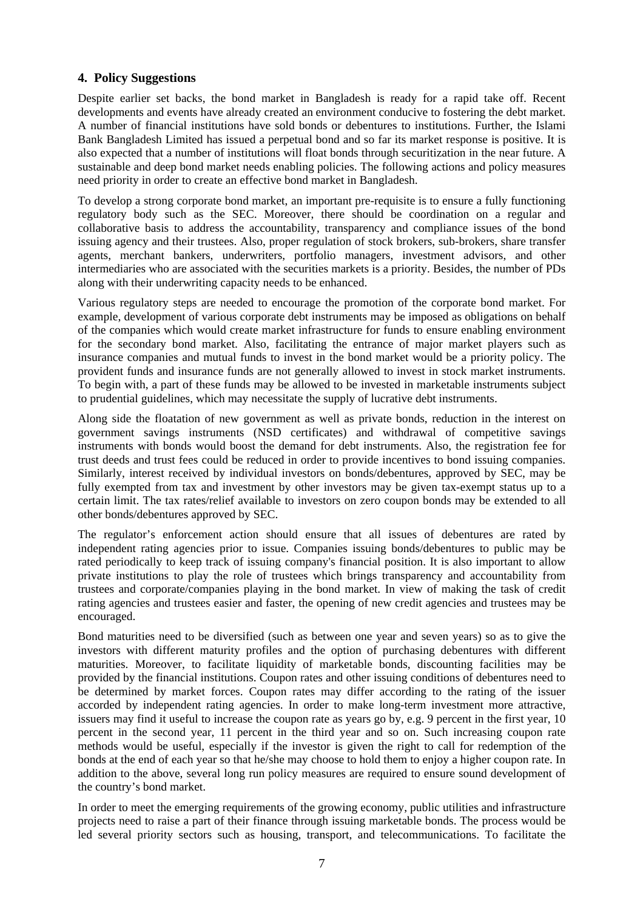## 4. Policy Suggestions

Despite earlier set backs, the bond market in Bangladesh is ready for a rapid take off. Recent developments and events have already created an environment conducive to fostering the debt market. A number of financial institutions have sold bonds or debentures to institutions. Further, the Islami Bank Bangladesh Limited has issued a perpetual bond and so far its market response is positive. It is also expected that a number of institutions will float bonds through securitization in the near future. A sustainable and deep bond market needs enabling policies. The following actions and policy measures need priority in order to create an effective bond market in Bangladesh.

To develop a strong corporate bond market, an important pre-requisite is to ensure a fully functioning regulatory body such as the SEC. Moreover, there should be coordination on a regular and collaborative basis to address the accountability, transparency and compliance issues of the bond issuing agency and their trustees. Also, proper regulation of stock brokers, sub-brokers, share transfer agents, merchant bankers, underwriters, portfolio managers, investment advisors, and other intermediaries who are associated with the securities markets is a priority. Besides, the number of PDs along with their underwriting capacity needs to be enhanced.

Various regulatory steps are needed to encourage the promotion of the corporate bond market. For example, development of various corporate debt instruments may be imposed as obligations on behalf of the companies which would create market infrastructure for funds to ensure enabling environment for the secondary bond market. Also, facilitating the entrance of major market players such as insurance companies and mutual funds to invest in the bond market would be a priority policy. The provident funds and insurance funds are not generally allowed to invest in stock market instruments. To begin with, a part of these funds may be allowed to be invested in marketable instruments subject to prudential guidelines, which may necessitate the supply of lucrative debt instruments.

Along side the floatation of new government as well as private bonds, reduction in the interest on government savings instruments (NSD certificates) and withdrawal of competitive savings instruments with bonds would boost the demand for debt instruments. Also, the registration fee for trust deeds and trust fees could be reduced in order to provide incentives to bond issuing companies. Similarly, interest received by individual investors on bonds/debentures, approved by SEC, may be fully exempted from tax and investment by other investors may be given tax-exempt status up to a certain limit. The tax rates/relief available to investors on zero coupon bonds may be extended to all other bonds/debentures approved by SEC.

The regulator's enforcement action should ensure that all issues of debentures are rated by independent rating agencies prior to issue. Companies issuing bonds/debentures to public may be rated periodically to keep track of issuing company's financial position. It is also important to allow private institutions to play the role of trustees which brings transparency and accountability from trustees and corporate/companies playing in the bond market. In view of making the task of credit rating agencies and trustees easier and faster, the opening of new credit agencies and trustees may be encouraged.

Bond maturities need to be diversified (such as between one year and seven years) so as to give the investors with different maturity profiles and the option of purchasing debentures with different maturities. Moreover, to facilitate liquidity of marketable bonds, discounting facilities may be provided by the financial institutions. Coupon rates and other issuing conditions of debentures need to be determined by market forces. Coupon rates may differ according to the rating of the issuer accorded by independent rating agencies. In order to make long-term investment more attractive, issuers may find it useful to increase the coupon rate as years go by, e.g. 9 percent in the first year, 10 percent in the second year, 11 percent in the third year and so on. Such increasing coupon rate methods would be useful, especially if the investor is given the right to call for redemption of the bonds at the end of each year so that he/she may choose to hold them to enjoy a higher coupon rate. In addition to the above, several long run policy measures are required to ensure sound development of the country's bond market.

In order to meet the emerging requirements of the growing economy, public utilities and infrastructure projects need to raise a part of their finance through issuing marketable bonds. The process would be led several priority sectors such as housing, transport, and telecommunications. To facilitate the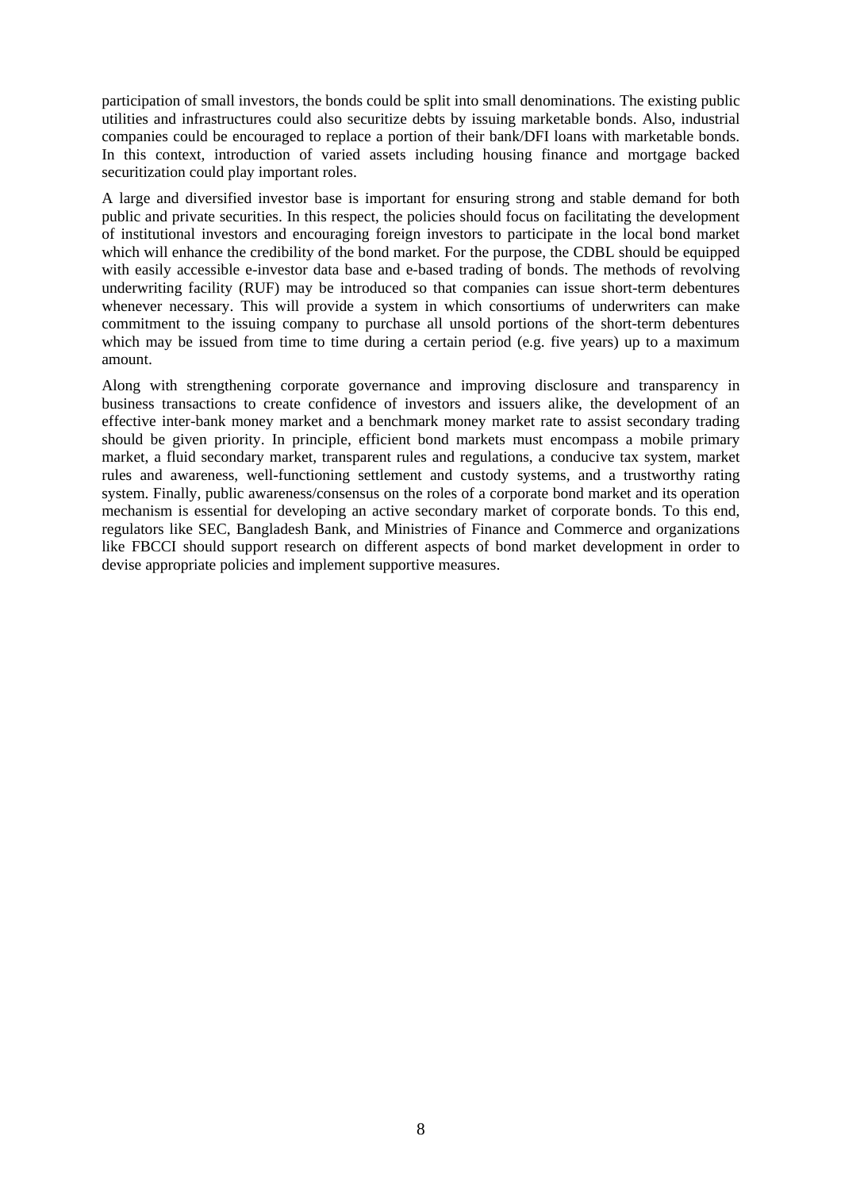participation of small investors, the bonds could be split into small denominations. The existing public utilities and infrastructures could also securitize debts by issuing marketable bonds. Also, industrial companies could be encouraged to replace a portion of their bank/DFI loans with marketable bonds. In this context, introduction of varied assets including housing finance and mortgage backed securitization could play important roles.

A large and diversified investor base is important for ensuring strong and stable demand for both public and private securities. In this respect, the policies should focus on facilitating the development of institutional investors and encouraging foreign investors to participate in the local bond market which will enhance the credibility of the bond market. For the purpose, the CDBL should be equipped with easily accessible e-investor data base and e-based trading of bonds. The methods of revolving underwriting facility (RUF) may be introduced so that companies can issue short-term debentures whenever necessary. This will provide a system in which consortiums of underwriters can make commitment to the issuing company to purchase all unsold portions of the short-term debentures which may be issued from time to time during a certain period (e.g. five years) up to a maximum amount.

Along with strengthening corporate governance and improving disclosure and transparency in business transactions to create confidence of investors and issuers alike, the development of an effective inter-bank money market and a benchmark money market rate to assist secondary trading should be given priority. In principle, efficient bond markets must encompass a mobile primary market, a fluid secondary market, transparent rules and regulations, a conducive tax system, market rules and awareness, well-functioning settlement and custody systems, and a trustworthy rating system. Finally, public awareness/consensus on the roles of a corporate bond market and its operation mechanism is essential for developing an active secondary market of corporate bonds. To this end, regulators like SEC, Bangladesh Bank, and Ministries of Finance and Commerce and organizations like FBCCI should support research on different aspects of bond market development in order to devise appropriate policies and implement supportive measures.